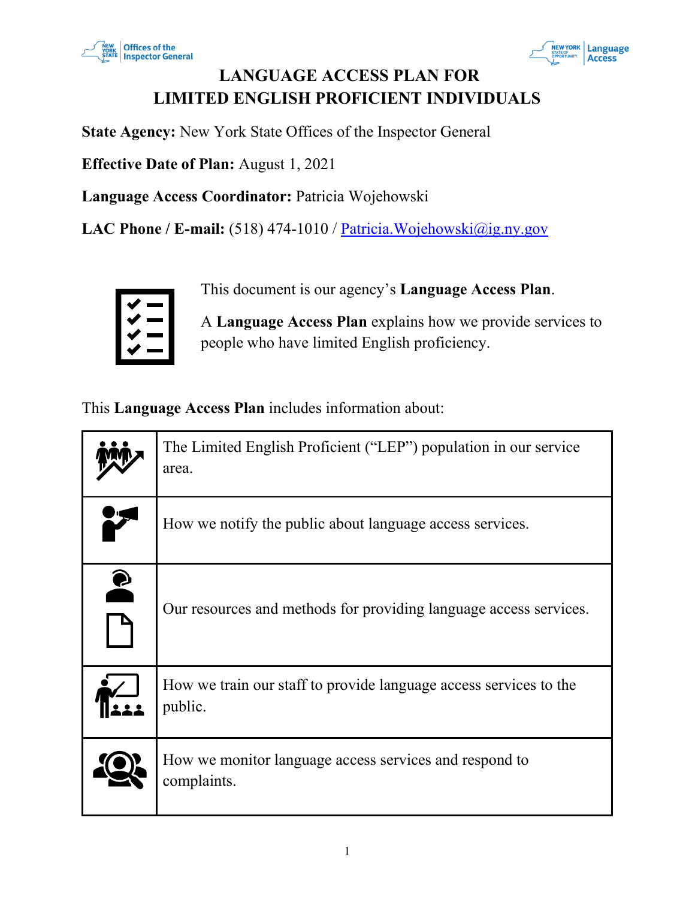# LANGUAGE ACCESS PLAN FOR LIMITED ENGLISH PROFICIENT INDIVIDUALS

**State Agency:** New York State Offices of the Inspector General

**Effective Date of Plan:** August 1, 2021

**Language Access Coordinator:** Patricia Wojehowski

**LAC Phone / E-mail:** (518) 474-1010 / Patricia.Wojehowski@ig.ny.gov

This document is our agency's **Language Access Plan**.

A **Language Access Plan** explains how we provide services to people who have limited English proficiency.

This **Language Access Plan** includes information about:

| | |
|---|---|
| | The Limited English Proficient ("LEP") population in our service area. |
| | How we notify the public about language access services. |
| | Our resources and methods for providing language access services. |
| | How we train our staff to provide language access services to the public. |
| | How we monitor language access services and respond to complaints. |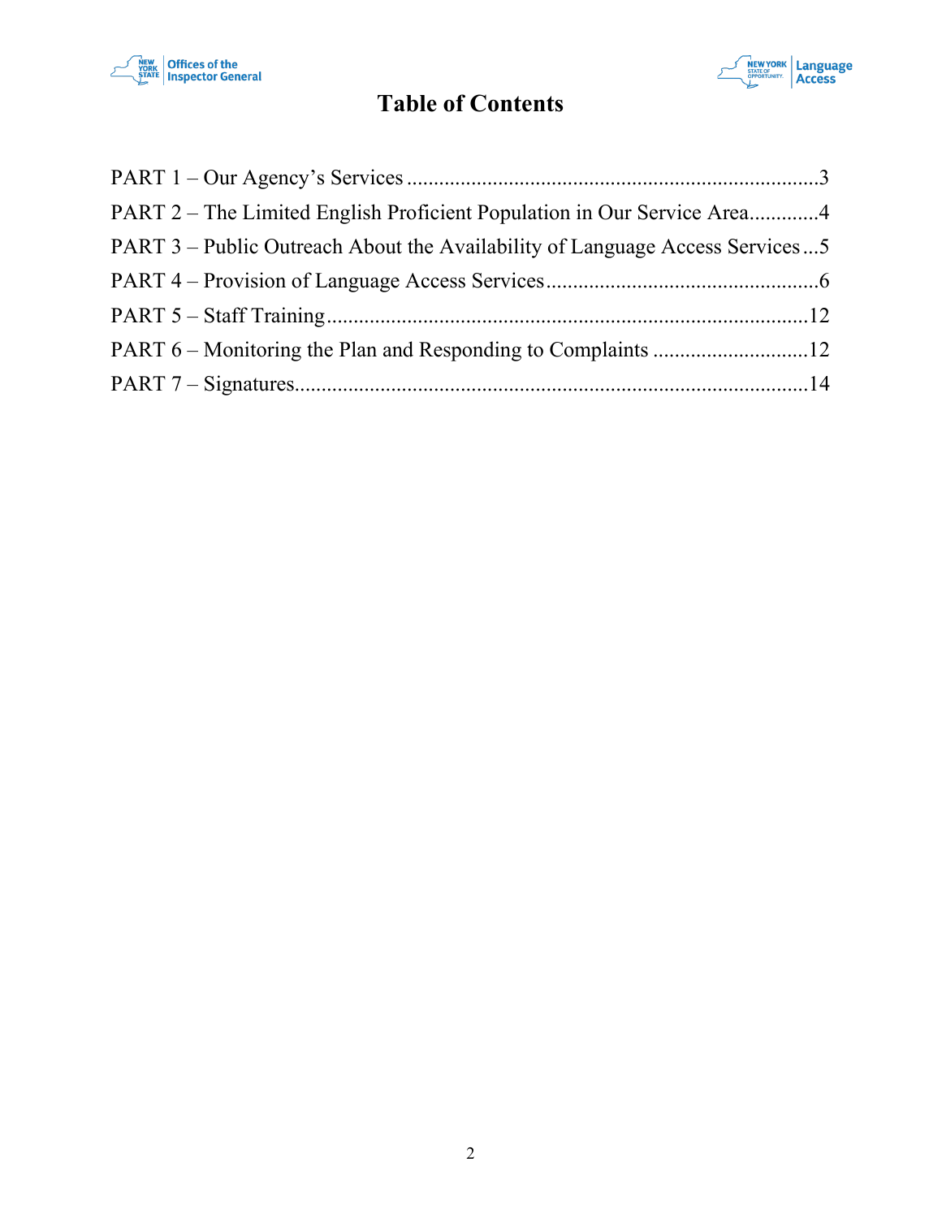# Table of Contents

PART 1 – Our Agency's Services ....................................................................................3

PART 2 – The Limited English Proficient Population in Our Service Area............4

PART 3 – Public Outreach About the Availability of Language Access Services...5

PART 4 – Provision of Language Access Services..................................................6

PART 5 – Staff Training..........................................................................................12

PART 6 – Monitoring the Plan and Responding to Complaints .............................12

PART 7 – Signatures...............................................................................................14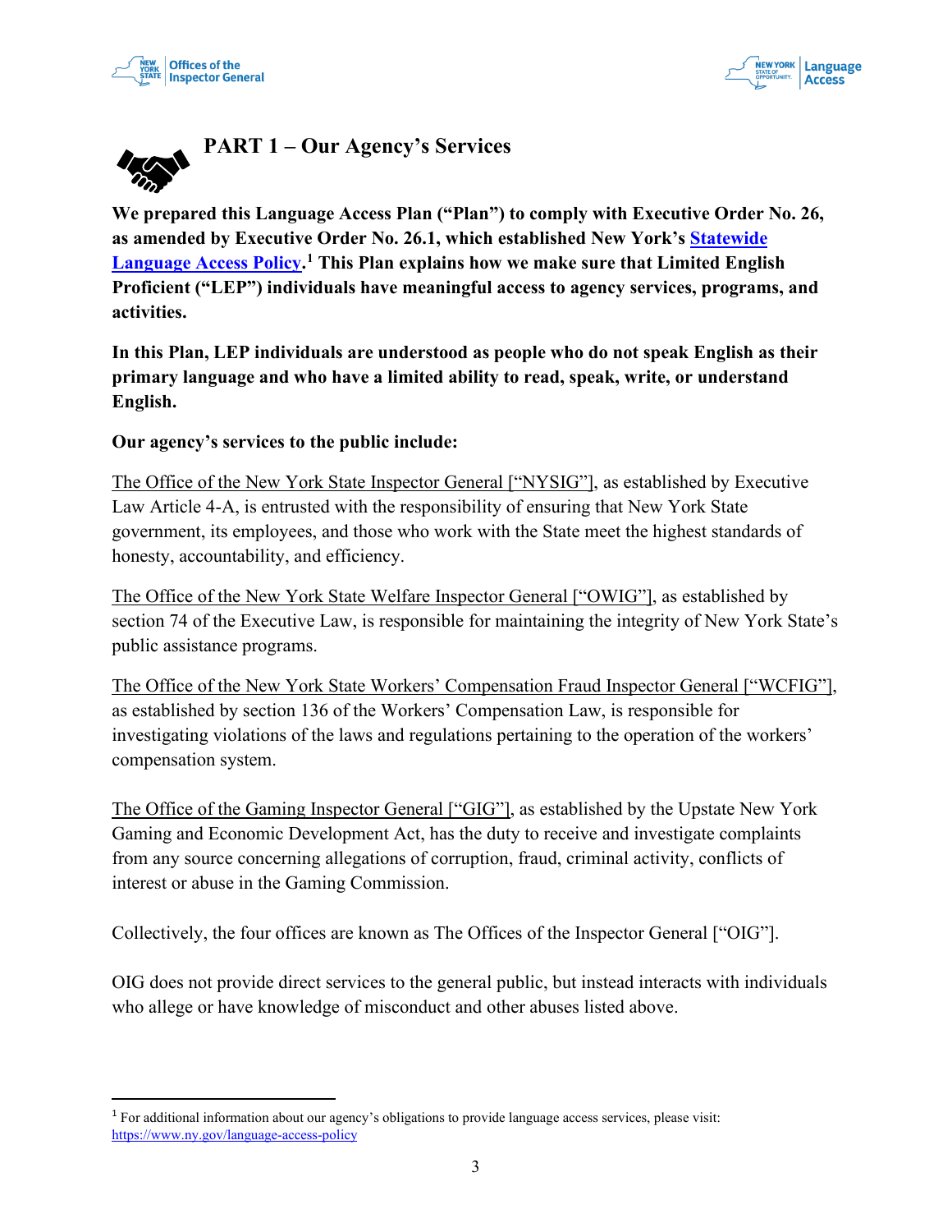# PART 1 – Our Agency's Services

**We prepared this Language Access Plan ("Plan") to comply with Executive Order No. 26, as amended by Executive Order No. 26.1, which established New York's [Statewide Language Access Policy](https://www.ny.gov/language-access-policy).[1] This Plan explains how we make sure that Limited English Proficient ("LEP") individuals have meaningful access to agency services, programs, and activities.**

**In this Plan, LEP individuals are understood as people who do not speak English as their primary language and who have a limited ability to read, speak, write, or understand English.**

**Our agency's services to the public include:**

The Office of the New York State Inspector General ["NYSIG"], as established by Executive Law Article 4-A, is entrusted with the responsibility of ensuring that New York State government, its employees, and those who work with the State meet the highest standards of honesty, accountability, and efficiency.

The Office of the New York State Welfare Inspector General ["OWIG"], as established by section 74 of the Executive Law, is responsible for maintaining the integrity of New York State's public assistance programs.

The Office of the New York State Workers' Compensation Fraud Inspector General ["WCFIG"], as established by section 136 of the Workers' Compensation Law, is responsible for investigating violations of the laws and regulations pertaining to the operation of the workers' compensation system.

The Office of the Gaming Inspector General ["GIG"], as established by the Upstate New York Gaming and Economic Development Act, has the duty to receive and investigate complaints from any source concerning allegations of corruption, fraud, criminal activity, conflicts of interest or abuse in the Gaming Commission.

Collectively, the four offices are known as The Offices of the Inspector General ["OIG"].

OIG does not provide direct services to the general public, but instead interacts with individuals who allege or have knowledge of misconduct and other abuses listed above.

---

[1] For additional information about our agency's obligations to provide language access services, please visit: https://www.ny.gov/language-access-policy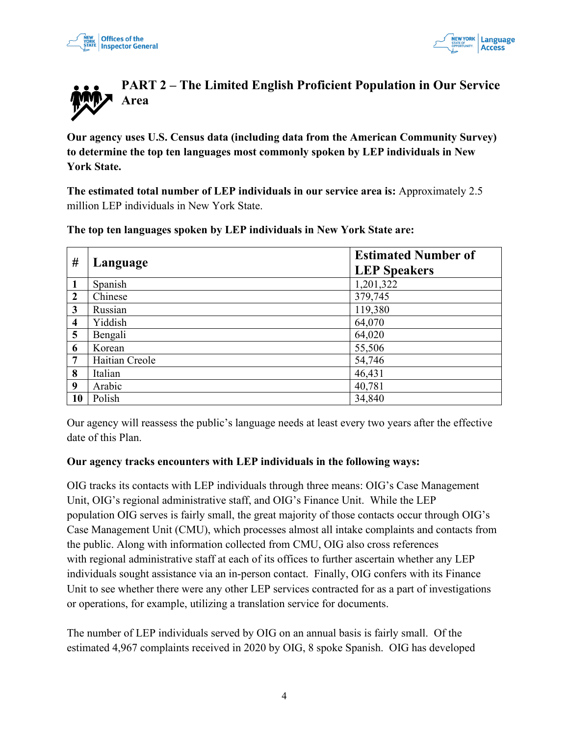## PART 2 – The Limited English Proficient Population in Our Service Area

**Our agency uses U.S. Census data (including data from the American Community Survey) to determine the top ten languages most commonly spoken by LEP individuals in New York State.**

**The estimated total number of LEP individuals in our service area is:** Approximately 2.5 million LEP individuals in New York State.

**The top ten languages spoken by LEP individuals in New York State are:**

| # | Language | Estimated Number of LEP Speakers |
|---|---|---|
| 1 | Spanish | 1,201,322 |
| 2 | Chinese | 379,745 |
| 3 | Russian | 119,380 |
| 4 | Yiddish | 64,070 |
| 5 | Bengali | 64,020 |
| 6 | Korean | 55,506 |
| 7 | Haitian Creole | 54,746 |
| 8 | Italian | 46,431 |
| 9 | Arabic | 40,781 |
| 10 | Polish | 34,840 |

Our agency will reassess the public's language needs at least every two years after the effective date of this Plan.

**Our agency tracks encounters with LEP individuals in the following ways:**

OIG tracks its contacts with LEP individuals through three means: OIG's Case Management Unit, OIG's regional administrative staff, and OIG's Finance Unit. While the LEP population OIG serves is fairly small, the great majority of those contacts occur through OIG's Case Management Unit (CMU), which processes almost all intake complaints and contacts from the public. Along with information collected from CMU, OIG also cross references with regional administrative staff at each of its offices to further ascertain whether any LEP individuals sought assistance via an in-person contact. Finally, OIG confers with its Finance Unit to see whether there were any other LEP services contracted for as a part of investigations or operations, for example, utilizing a translation service for documents.

The number of LEP individuals served by OIG on an annual basis is fairly small. Of the estimated 4,967 complaints received in 2020 by OIG, 8 spoke Spanish. OIG has developed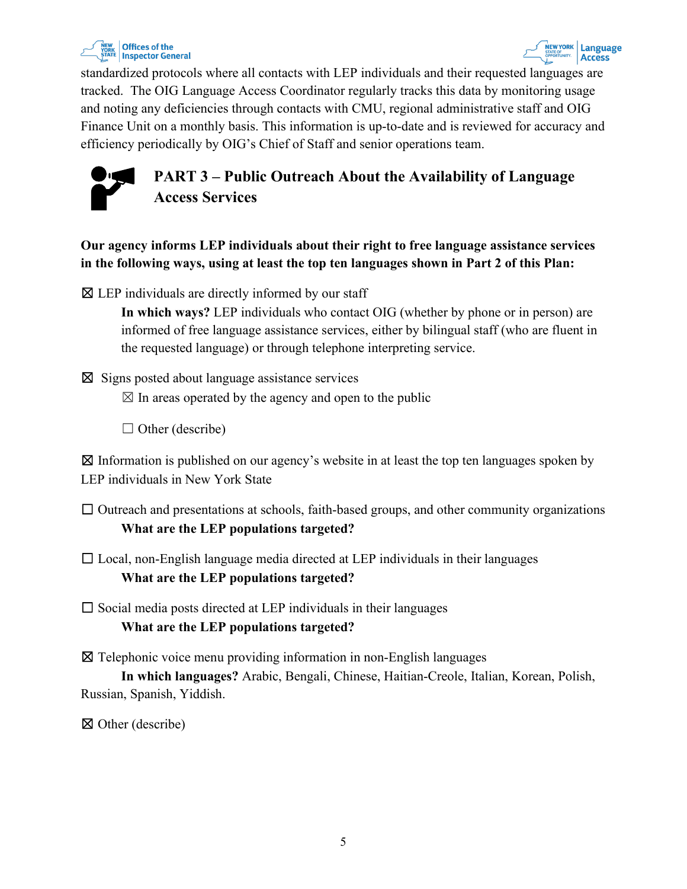standardized protocols where all contacts with LEP individuals and their requested languages are tracked. The OIG Language Access Coordinator regularly tracks this data by monitoring usage and noting any deficiencies through contacts with CMU, regional administrative staff and OIG Finance Unit on a monthly basis. This information is up-to-date and is reviewed for accuracy and efficiency periodically by OIG's Chief of Staff and senior operations team.

## PART 3 – Public Outreach About the Availability of Language Access Services

**Our agency informs LEP individuals about their right to free language assistance services in the following ways, using at least the top ten languages shown in Part 2 of this Plan:**

☒ LEP individuals are directly informed by our staff

> **In which ways?** LEP individuals who contact OIG (whether by phone or in person) are informed of free language assistance services, either by bilingual staff (who are fluent in the requested language) or through telephone interpreting service.

☒ Signs posted about language assistance services

> ☒ In areas operated by the agency and open to the public
>
> ☐ Other (describe)

☒ Information is published on our agency's website in at least the top ten languages spoken by LEP individuals in New York State

☐ Outreach and presentations at schools, faith-based groups, and other community organizations

> **What are the LEP populations targeted?**

☐ Local, non-English language media directed at LEP individuals in their languages

> **What are the LEP populations targeted?**

☐ Social media posts directed at LEP individuals in their languages

> **What are the LEP populations targeted?**

☒ Telephonic voice menu providing information in non-English languages

> **In which languages?** Arabic, Bengali, Chinese, Haitian-Creole, Italian, Korean, Polish, Russian, Spanish, Yiddish.

☒ Other (describe)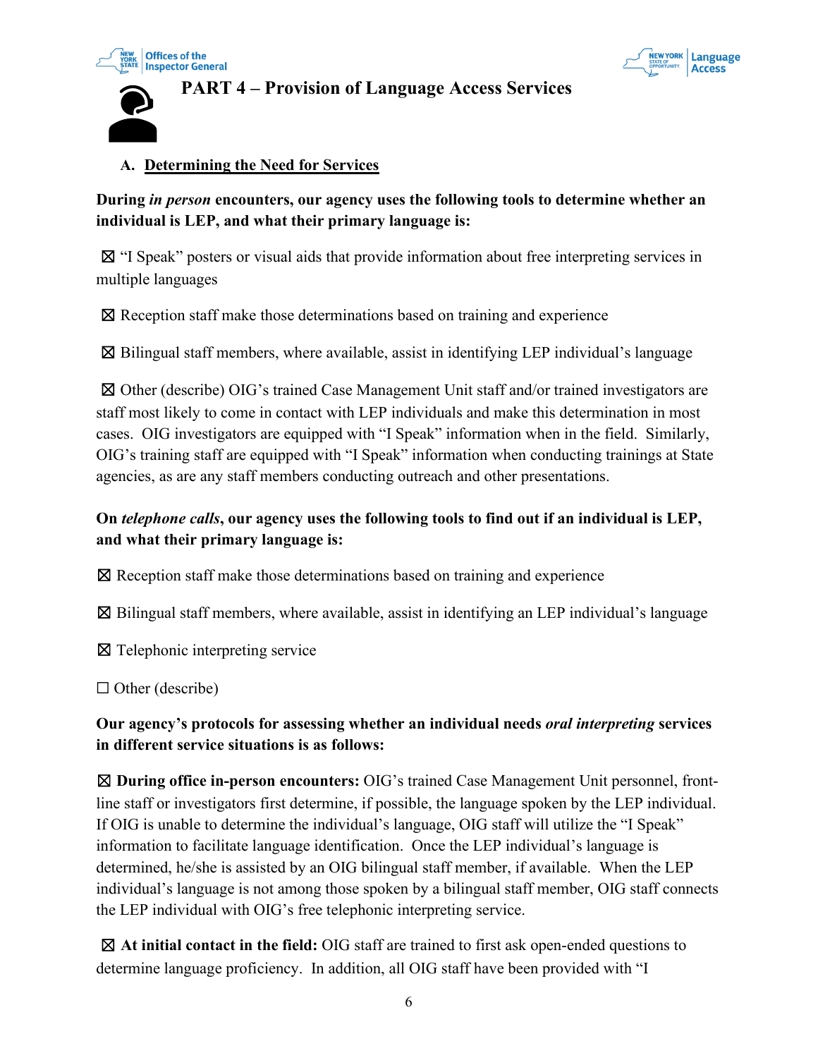## PART 4 – Provision of Language Access Services

### A. Determining the Need for Services

**During *in person* encounters, our agency uses the following tools to determine whether an individual is LEP, and what their primary language is:**

☒ "I Speak" posters or visual aids that provide information about free interpreting services in multiple languages

☒ Reception staff make those determinations based on training and experience

☒ Bilingual staff members, where available, assist in identifying LEP individual's language

☒ Other (describe) OIG's trained Case Management Unit staff and/or trained investigators are staff most likely to come in contact with LEP individuals and make this determination in most cases. OIG investigators are equipped with "I Speak" information when in the field. Similarly, OIG's training staff are equipped with "I Speak" information when conducting trainings at State agencies, as are any staff members conducting outreach and other presentations.

**On *telephone calls*, our agency uses the following tools to find out if an individual is LEP, and what their primary language is:**

☒ Reception staff make those determinations based on training and experience

☒ Bilingual staff members, where available, assist in identifying an LEP individual's language

☒ Telephonic interpreting service

☐ Other (describe)

**Our agency's protocols for assessing whether an individual needs *oral interpreting* services in different service situations is as follows:**

☒ **During office in-person encounters:** OIG's trained Case Management Unit personnel, front-line staff or investigators first determine, if possible, the language spoken by the LEP individual. If OIG is unable to determine the individual's language, OIG staff will utilize the "I Speak" information to facilitate language identification. Once the LEP individual's language is determined, he/she is assisted by an OIG bilingual staff member, if available. When the LEP individual's language is not among those spoken by a bilingual staff member, OIG staff connects the LEP individual with OIG's free telephonic interpreting service.

☒ **At initial contact in the field:** OIG staff are trained to first ask open-ended questions to determine language proficiency. In addition, all OIG staff have been provided with "I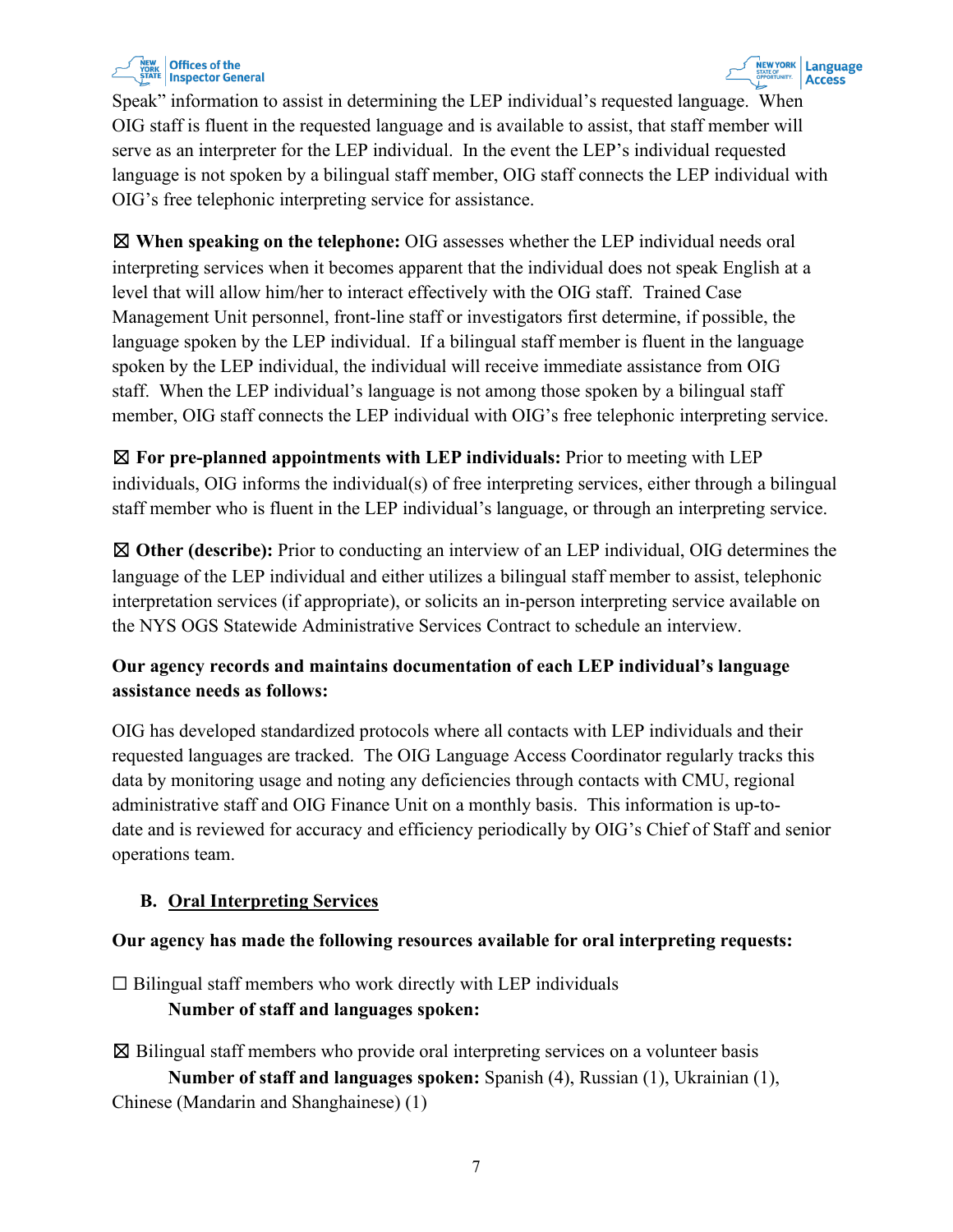Speak" information to assist in determining the LEP individual's requested language. When OIG staff is fluent in the requested language and is available to assist, that staff member will serve as an interpreter for the LEP individual. In the event the LEP's individual requested language is not spoken by a bilingual staff member, OIG staff connects the LEP individual with OIG's free telephonic interpreting service for assistance.

☒ **When speaking on the telephone:** OIG assesses whether the LEP individual needs oral interpreting services when it becomes apparent that the individual does not speak English at a level that will allow him/her to interact effectively with the OIG staff. Trained Case Management Unit personnel, front-line staff or investigators first determine, if possible, the language spoken by the LEP individual. If a bilingual staff member is fluent in the language spoken by the LEP individual, the individual will receive immediate assistance from OIG staff. When the LEP individual's language is not among those spoken by a bilingual staff member, OIG staff connects the LEP individual with OIG's free telephonic interpreting service.

☒ **For pre-planned appointments with LEP individuals:** Prior to meeting with LEP individuals, OIG informs the individual(s) of free interpreting services, either through a bilingual staff member who is fluent in the LEP individual's language, or through an interpreting service.

☒ **Other (describe):** Prior to conducting an interview of an LEP individual, OIG determines the language of the LEP individual and either utilizes a bilingual staff member to assist, telephonic interpretation services (if appropriate), or solicits an in-person interpreting service available on the NYS OGS Statewide Administrative Services Contract to schedule an interview.

**Our agency records and maintains documentation of each LEP individual's language assistance needs as follows:**

OIG has developed standardized protocols where all contacts with LEP individuals and their requested languages are tracked. The OIG Language Access Coordinator regularly tracks this data by monitoring usage and noting any deficiencies through contacts with CMU, regional administrative staff and OIG Finance Unit on a monthly basis. This information is up-to-date and is reviewed for accuracy and efficiency periodically by OIG's Chief of Staff and senior operations team.

## B. Oral Interpreting Services

**Our agency has made the following resources available for oral interpreting requests:**

☐ Bilingual staff members who work directly with LEP individuals
**Number of staff and languages spoken:**

☒ Bilingual staff members who provide oral interpreting services on a volunteer basis
**Number of staff and languages spoken:** Spanish (4), Russian (1), Ukrainian (1), Chinese (Mandarin and Shanghainese) (1)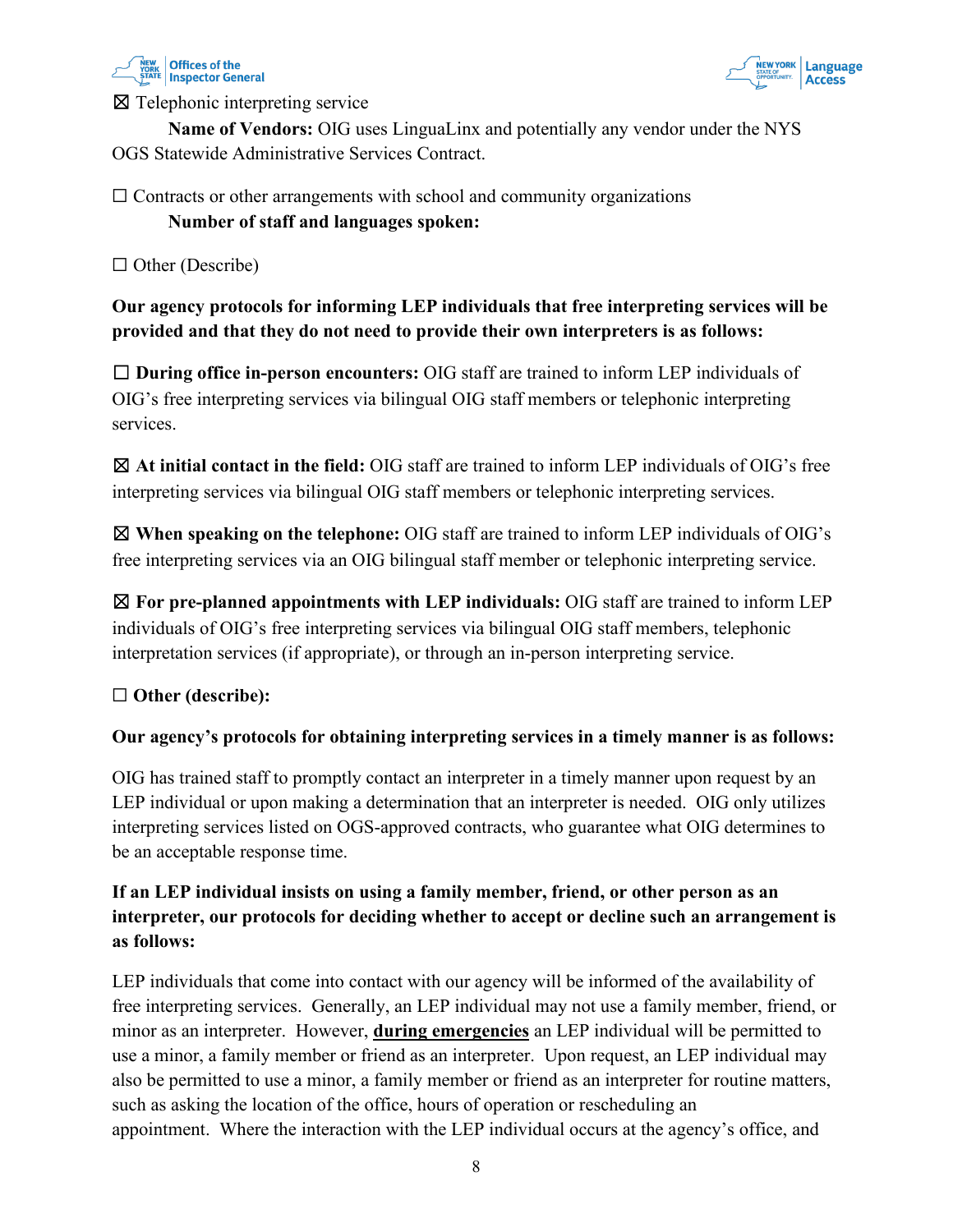☒ Telephonic interpreting service

**Name of Vendors:** OIG uses LinguaLinx and potentially any vendor under the NYS OGS Statewide Administrative Services Contract.

☐ Contracts or other arrangements with school and community organizations

**Number of staff and languages spoken:**

☐ Other (Describe)

**Our agency protocols for informing LEP individuals that free interpreting services will be provided and that they do not need to provide their own interpreters is as follows:**

☐ **During office in-person encounters:** OIG staff are trained to inform LEP individuals of OIG's free interpreting services via bilingual OIG staff members or telephonic interpreting services.

☒ **At initial contact in the field:** OIG staff are trained to inform LEP individuals of OIG's free interpreting services via bilingual OIG staff members or telephonic interpreting services.

☒ **When speaking on the telephone:** OIG staff are trained to inform LEP individuals of OIG's free interpreting services via an OIG bilingual staff member or telephonic interpreting service.

☒ **For pre-planned appointments with LEP individuals:** OIG staff are trained to inform LEP individuals of OIG's free interpreting services via bilingual OIG staff members, telephonic interpretation services (if appropriate), or through an in-person interpreting service.

☐ **Other (describe):**

**Our agency's protocols for obtaining interpreting services in a timely manner is as follows:**

OIG has trained staff to promptly contact an interpreter in a timely manner upon request by an LEP individual or upon making a determination that an interpreter is needed. OIG only utilizes interpreting services listed on OGS-approved contracts, who guarantee what OIG determines to be an acceptable response time.

**If an LEP individual insists on using a family member, friend, or other person as an interpreter, our protocols for deciding whether to accept or decline such an arrangement is as follows:**

LEP individuals that come into contact with our agency will be informed of the availability of free interpreting services. Generally, an LEP individual may not use a family member, friend, or minor as an interpreter. However, **during emergencies** an LEP individual will be permitted to use a minor, a family member or friend as an interpreter. Upon request, an LEP individual may also be permitted to use a minor, a family member or friend as an interpreter for routine matters, such as asking the location of the office, hours of operation or rescheduling an appointment. Where the interaction with the LEP individual occurs at the agency's office, and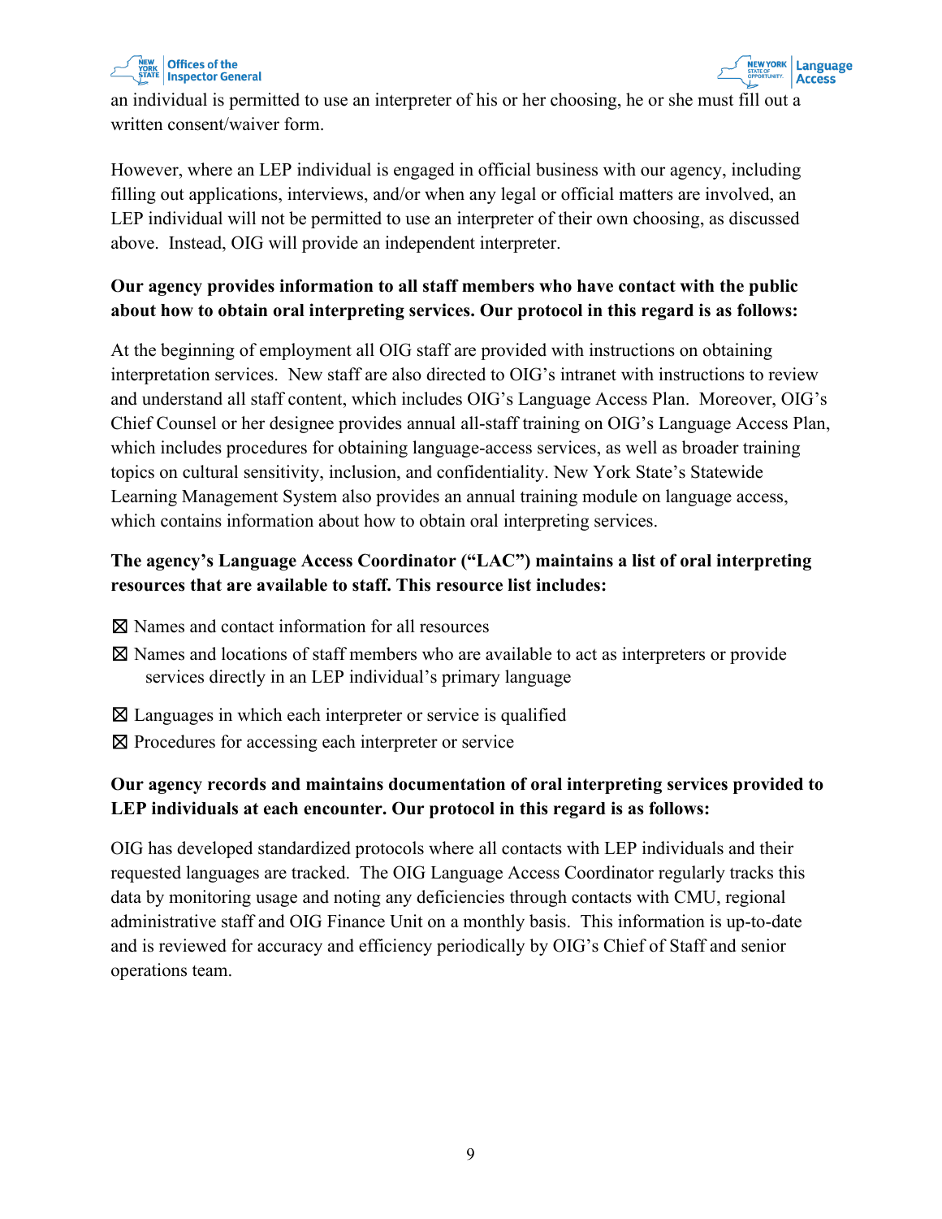an individual is permitted to use an interpreter of his or her choosing, he or she must fill out a written consent/waiver form.

However, where an LEP individual is engaged in official business with our agency, including filling out applications, interviews, and/or when any legal or official matters are involved, an LEP individual will not be permitted to use an interpreter of their own choosing, as discussed above. Instead, OIG will provide an independent interpreter.

**Our agency provides information to all staff members who have contact with the public about how to obtain oral interpreting services. Our protocol in this regard is as follows:**

At the beginning of employment all OIG staff are provided with instructions on obtaining interpretation services. New staff are also directed to OIG's intranet with instructions to review and understand all staff content, which includes OIG's Language Access Plan. Moreover, OIG's Chief Counsel or her designee provides annual all-staff training on OIG's Language Access Plan, which includes procedures for obtaining language-access services, as well as broader training topics on cultural sensitivity, inclusion, and confidentiality. New York State's Statewide Learning Management System also provides an annual training module on language access, which contains information about how to obtain oral interpreting services.

**The agency's Language Access Coordinator ("LAC") maintains a list of oral interpreting resources that are available to staff. This resource list includes:**

☒ Names and contact information for all resources

☒ Names and locations of staff members who are available to act as interpreters or provide services directly in an LEP individual's primary language

☒ Languages in which each interpreter or service is qualified

☒ Procedures for accessing each interpreter or service

**Our agency records and maintains documentation of oral interpreting services provided to LEP individuals at each encounter. Our protocol in this regard is as follows:**

OIG has developed standardized protocols where all contacts with LEP individuals and their requested languages are tracked. The OIG Language Access Coordinator regularly tracks this data by monitoring usage and noting any deficiencies through contacts with CMU, regional administrative staff and OIG Finance Unit on a monthly basis. This information is up-to-date and is reviewed for accuracy and efficiency periodically by OIG's Chief of Staff and senior operations team.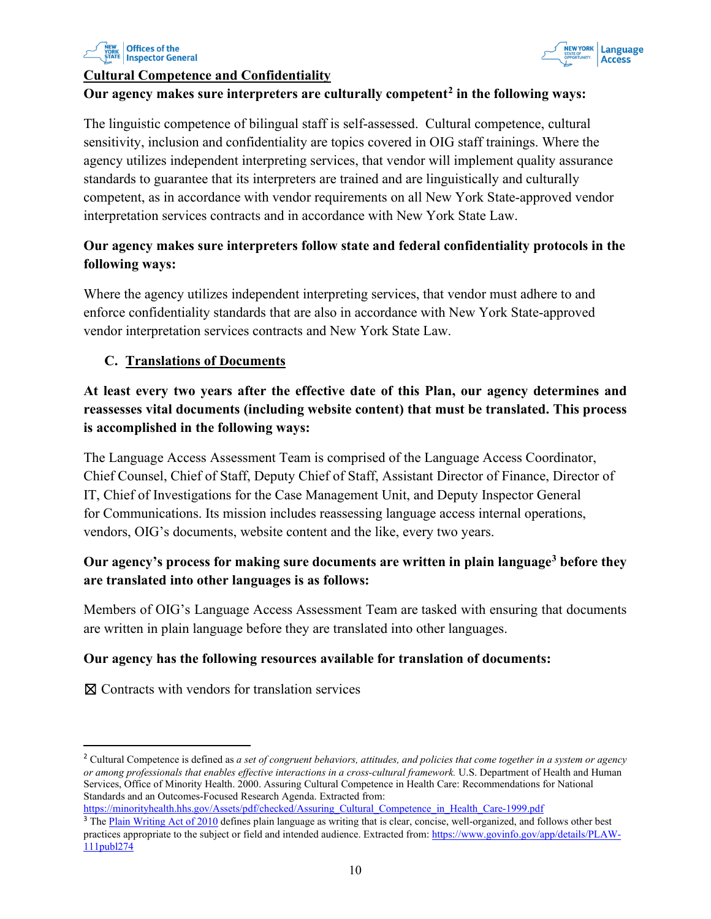**Cultural Competence and Confidentiality**

**Our agency makes sure interpreters are culturally competent[2] in the following ways:**

The linguistic competence of bilingual staff is self-assessed. Cultural competence, cultural sensitivity, inclusion and confidentiality are topics covered in OIG staff trainings. Where the agency utilizes independent interpreting services, that vendor will implement quality assurance standards to guarantee that its interpreters are trained and are linguistically and culturally competent, as in accordance with vendor requirements on all New York State-approved vendor interpretation services contracts and in accordance with New York State Law.

**Our agency makes sure interpreters follow state and federal confidentiality protocols in the following ways:**

Where the agency utilizes independent interpreting services, that vendor must adhere to and enforce confidentiality standards that are also in accordance with New York State-approved vendor interpretation services contracts and New York State Law.

## C. Translations of Documents

**At least every two years after the effective date of this Plan, our agency determines and reassesses vital documents (including website content) that must be translated. This process is accomplished in the following ways:**

The Language Access Assessment Team is comprised of the Language Access Coordinator, Chief Counsel, Chief of Staff, Deputy Chief of Staff, Assistant Director of Finance, Director of IT, Chief of Investigations for the Case Management Unit, and Deputy Inspector General for Communications. Its mission includes reassessing language access internal operations, vendors, OIG's documents, website content and the like, every two years.

**Our agency's process for making sure documents are written in plain language[3] before they are translated into other languages is as follows:**

Members of OIG's Language Access Assessment Team are tasked with ensuring that documents are written in plain language before they are translated into other languages.

**Our agency has the following resources available for translation of documents:**

☒ Contracts with vendors for translation services

---

[2] Cultural Competence is defined as *a set of congruent behaviors, attitudes, and policies that come together in a system or agency or among professionals that enables effective interactions in a cross-cultural framework.* U.S. Department of Health and Human Services, Office of Minority Health. 2000. Assuring Cultural Competence in Health Care: Recommendations for National Standards and an Outcomes-Focused Research Agenda. Extracted from: https://minorityhealth.hhs.gov/Assets/pdf/checked/Assuring_Cultural_Competence_in_Health_Care-1999.pdf

[3] The Plain Writing Act of 2010 defines plain language as writing that is clear, concise, well-organized, and follows other best practices appropriate to the subject or field and intended audience. Extracted from: https://www.govinfo.gov/app/details/PLAW-111publ274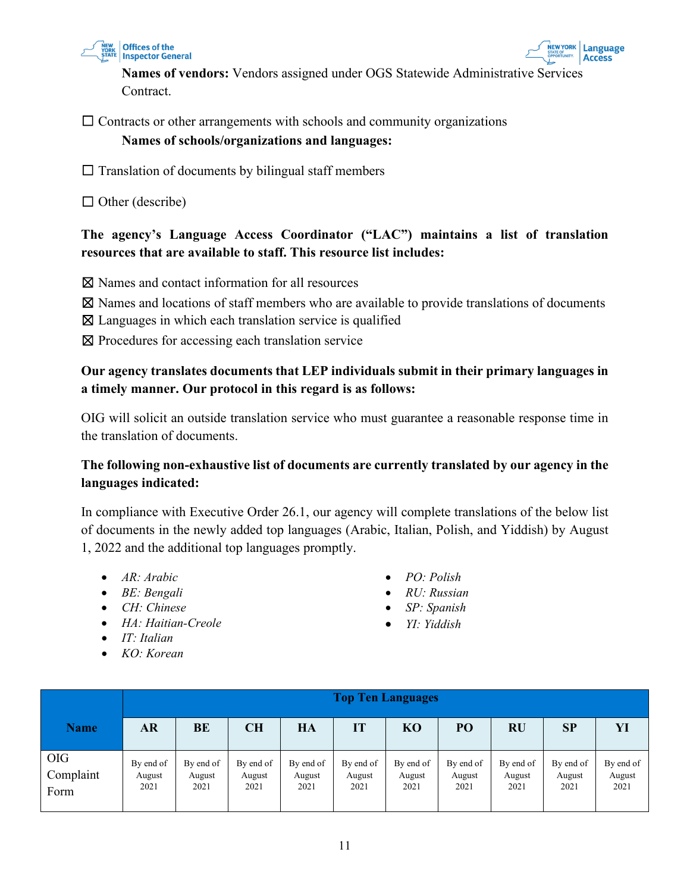**Names of vendors:** Vendors assigned under OGS Statewide Administrative Services Contract.

☐ Contracts or other arrangements with schools and community organizations

**Names of schools/organizations and languages:**

☐ Translation of documents by bilingual staff members

☐ Other (describe)

**The agency's Language Access Coordinator ("LAC") maintains a list of translation resources that are available to staff. This resource list includes:**

☒ Names and contact information for all resources

☒ Names and locations of staff members who are available to provide translations of documents

☒ Languages in which each translation service is qualified

☒ Procedures for accessing each translation service

**Our agency translates documents that LEP individuals submit in their primary languages in a timely manner. Our protocol in this regard is as follows:**

OIG will solicit an outside translation service who must guarantee a reasonable response time in the translation of documents.

**The following non-exhaustive list of documents are currently translated by our agency in the languages indicated:**

In compliance with Executive Order 26.1, our agency will complete translations of the below list of documents in the newly added top languages (Arabic, Italian, Polish, and Yiddish) by August 1, 2022 and the additional top languages promptly.

- *AR: Arabic*
- *BE: Bengali*
- *CH: Chinese*
- *HA: Haitian-Creole*
- *IT: Italian*
- *KO: Korean*
- *PO: Polish*
- *RU: Russian*
- *SP: Spanish*
- *YI: Yiddish*

| Name | Top Ten Languages | | | | | | | | | |
|---|---|---|---|---|---|---|---|---|---|---|
| | **AR** | **BE** | **CH** | **HA** | **IT** | **KO** | **PO** | **RU** | **SP** | **YI** |
| OIG Complaint Form | By end of August 2021 | By end of August 2021 | By end of August 2021 | By end of August 2021 | By end of August 2021 | By end of August 2021 | By end of August 2021 | By end of August 2021 | By end of August 2021 | By end of August 2021 |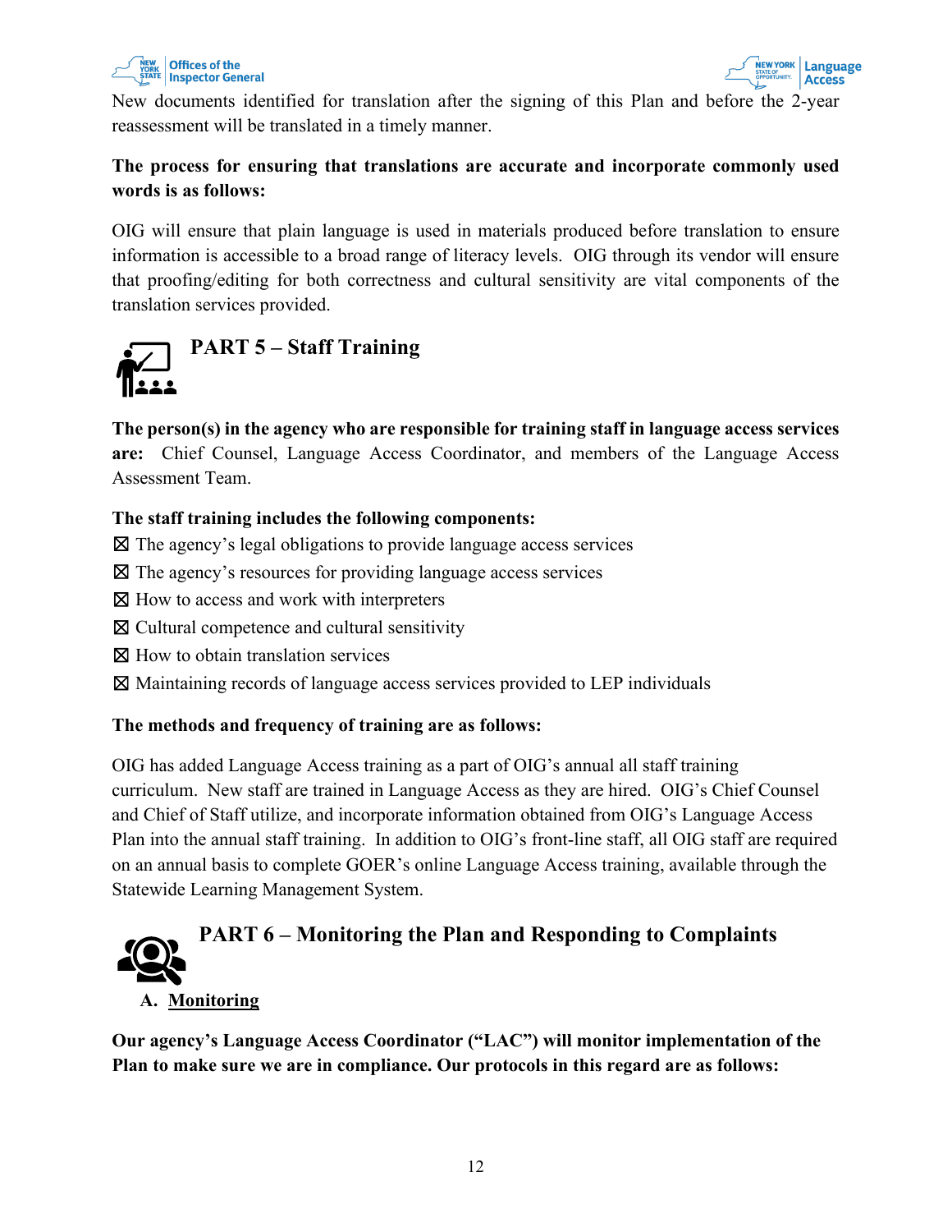New documents identified for translation after the signing of this Plan and before the 2-year reassessment will be translated in a timely manner.

**The process for ensuring that translations are accurate and incorporate commonly used words is as follows:**

OIG will ensure that plain language is used in materials produced before translation to ensure information is accessible to a broad range of literacy levels. OIG through its vendor will ensure that proofing/editing for both correctness and cultural sensitivity are vital components of the translation services provided.

## PART 5 – Staff Training

**The person(s) in the agency who are responsible for training staff in language access services are:** Chief Counsel, Language Access Coordinator, and members of the Language Access Assessment Team.

**The staff training includes the following components:**

☒ The agency's legal obligations to provide language access services
☒ The agency's resources for providing language access services
☒ How to access and work with interpreters
☒ Cultural competence and cultural sensitivity
☒ How to obtain translation services
☒ Maintaining records of language access services provided to LEP individuals

**The methods and frequency of training are as follows:**

OIG has added Language Access training as a part of OIG's annual all staff training curriculum. New staff are trained in Language Access as they are hired. OIG's Chief Counsel and Chief of Staff utilize, and incorporate information obtained from OIG's Language Access Plan into the annual staff training. In addition to OIG's front-line staff, all OIG staff are required on an annual basis to complete GOER's online Language Access training, available through the Statewide Learning Management System.

## PART 6 – Monitoring the Plan and Responding to Complaints

### A. Monitoring

**Our agency's Language Access Coordinator ("LAC") will monitor implementation of the Plan to make sure we are in compliance. Our protocols in this regard are as follows:**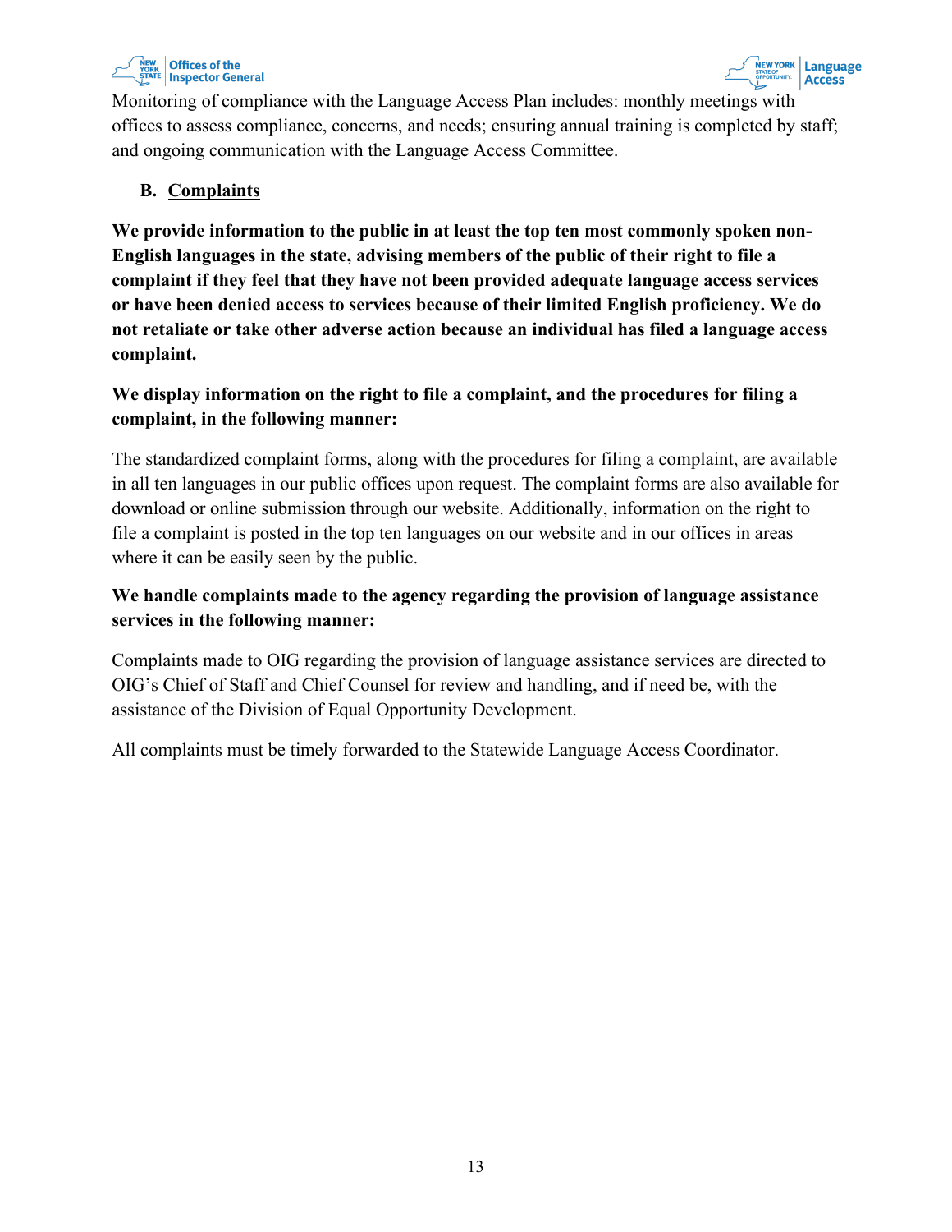Monitoring of compliance with the Language Access Plan includes: monthly meetings with offices to assess compliance, concerns, and needs; ensuring annual training is completed by staff; and ongoing communication with the Language Access Committee.

### B. Complaints

**We provide information to the public in at least the top ten most commonly spoken non-English languages in the state, advising members of the public of their right to file a complaint if they feel that they have not been provided adequate language access services or have been denied access to services because of their limited English proficiency. We do not retaliate or take other adverse action because an individual has filed a language access complaint.**

**We display information on the right to file a complaint, and the procedures for filing a complaint, in the following manner:**

The standardized complaint forms, along with the procedures for filing a complaint, are available in all ten languages in our public offices upon request. The complaint forms are also available for download or online submission through our website. Additionally, information on the right to file a complaint is posted in the top ten languages on our website and in our offices in areas where it can be easily seen by the public.

**We handle complaints made to the agency regarding the provision of language assistance services in the following manner:**

Complaints made to OIG regarding the provision of language assistance services are directed to OIG's Chief of Staff and Chief Counsel for review and handling, and if need be, with the assistance of the Division of Equal Opportunity Development.

All complaints must be timely forwarded to the Statewide Language Access Coordinator.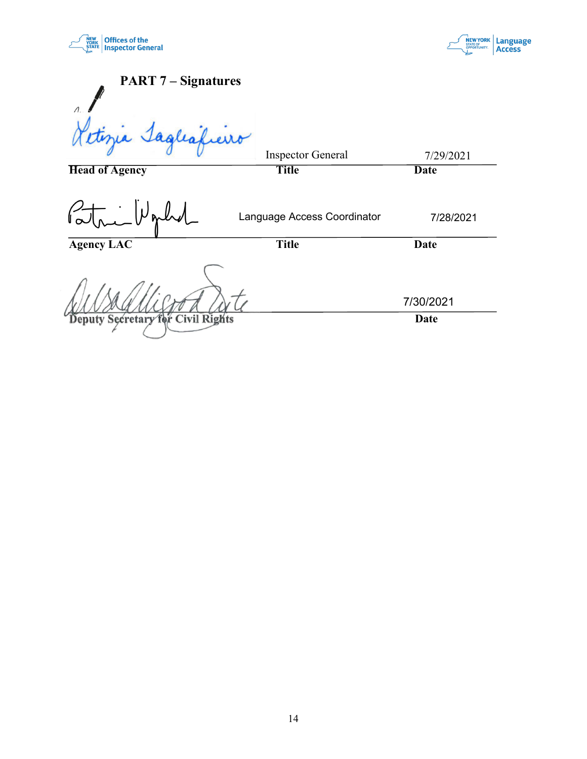## PART 7 – Signatures

| | | |
|---|---|---|
| Letizia Tagliafierro | Inspector General | 7/29/2021 |
| **Head of Agency** | **Title** | **Date** |
| | Language Access Coordinator | 7/28/2021 |
| **Agency LAC** | **Title** | **Date** |
| | | 7/30/2021 |
| **Deputy Secretary for Civil Rights** | | **Date** |